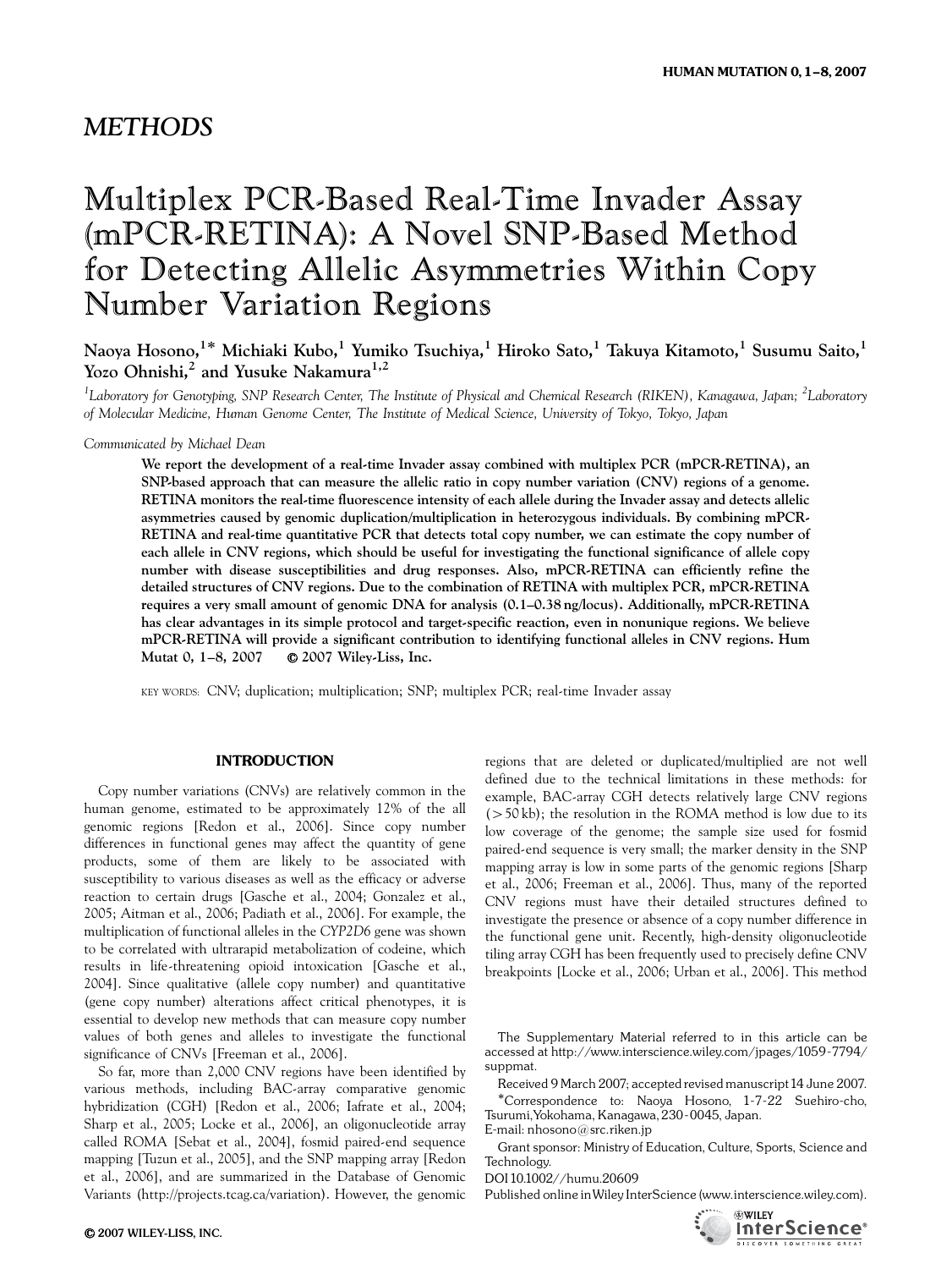*METHODS*

# Multiplex PCR-Based Real-Time Invader Assay (mPCR-RETINA): A Novel SNP-Based Method for Detecting Allelic Asymmetries Within Copy Number Variation Regions

**Naoya Hosono,[1]* Michiaki Kubo,[1] Yumiko Tsuchiya,[1] Hiroko Sato,[1] Takuya Kitamoto,[1] Susumu Saito,[1] Yozo Ohnishi,[2] and Yusuke Nakamura[1,2]**

[1]*Laboratory for Genotyping, SNP Research Center, The Institute of Physical and Chemical Research (RIKEN), Kanagawa, Japan;* [2]*Laboratory of Molecular Medicine, Human Genome Center, The Institute of Medical Science, University of Tokyo, Tokyo, Japan*

*Communicated by Michael Dean*

**We report the development of a real-time Invader assay combined with multiplex PCR (mPCR-RETINA), an SNP-based approach that can measure the allelic ratio in copy number variation (CNV) regions of a genome. RETINA monitors the real-time fluorescence intensity of each allele during the Invader assay and detects allelic asymmetries caused by genomic duplication/multiplication in heterozygous individuals. By combining mPCR-RETINA and real-time quantitative PCR that detects total copy number, we can estimate the copy number of each allele in CNV regions, which should be useful for investigating the functional significance of allele copy number with disease susceptibilities and drug responses. Also, mPCR-RETINA can efficiently refine the detailed structures of CNV regions. Due to the combination of RETINA with multiplex PCR, mPCR-RETINA requires a very small amount of genomic DNA for analysis (0.1–0.38 ng/locus). Additionally, mPCR-RETINA has clear advantages in its simple protocol and target-specific reaction, even in nonunique regions. We believe mPCR-RETINA will provide a significant contribution to identifying functional alleles in CNV regions. Hum Mutat 0, 1–8, 2007 © 2007 Wiley-Liss, Inc.**

KEY WORDS: CNV; duplication; multiplication; SNP; multiplex PCR; real-time Invader assay

## INTRODUCTION

Copy number variations (CNVs) are relatively common in the human genome, estimated to be approximately 12% of the all genomic regions [Redon et al., 2006]. Since copy number differences in functional genes may affect the quantity of gene products, some of them are likely to be associated with susceptibility to various diseases as well as the efficacy or adverse reaction to certain drugs [Gasche et al., 2004; Gonzalez et al., 2005; Aitman et al., 2006; Padiath et al., 2006]. For example, the multiplication of functional alleles in the *CYP2D6* gene was shown to be correlated with ultrarapid metabolization of codeine, which results in life-threatening opioid intoxication [Gasche et al., 2004]. Since qualitative (allele copy number) and quantitative (gene copy number) alterations affect critical phenotypes, it is essential to develop new methods that can measure copy number values of both genes and alleles to investigate the functional significance of CNVs [Freeman et al., 2006].

So far, more than 2,000 CNV regions have been identified by various methods, including BAC-array comparative genomic hybridization (CGH) [Redon et al., 2006; Iafrate et al., 2004; Sharp et al., 2005; Locke et al., 2006], an oligonucleotide array called ROMA [Sebat et al., 2004], fosmid paired-end sequence mapping [Tuzun et al., 2005], and the SNP mapping array [Redon et al., 2006], and are summarized in the Database of Genomic Variants (http://projects.tcag.ca/variation). However, the genomic regions that are deleted or duplicated/multiplied are not well defined due to the technical limitations in these methods: for example, BAC-array CGH detects relatively large CNV regions (>50 kb); the resolution in the ROMA method is low due to its low coverage of the genome; the sample size used for fosmid paired-end sequence is very small; the marker density in the SNP mapping array is low in some parts of the genomic regions [Sharp et al., 2006; Freeman et al., 2006]. Thus, many of the reported CNV regions must have their detailed structures defined to investigate the presence or absence of a copy number difference in the functional gene unit. Recently, high-density oligonucleotide tiling array CGH has been frequently used to precisely define CNV breakpoints [Locke et al., 2006; Urban et al., 2006]. This method

The Supplementary Material referred to in this article can be accessed at http://www.interscience.wiley.com/jpages/1059-7794/suppmat.

Received 9 March 2007; accepted revised manuscript 14 June 2007.

*Correspondence to: Naoya Hosono, 1-7-22 Suehiro-cho, Tsurumi, Yokohama, Kanagawa, 230-0045, Japan. E-mail: nhosono@src.riken.jp

Grant sponsor: Ministry of Education, Culture, Sports, Science and Technology.

DOI 10.1002//humu.20609

Published online in Wiley InterScience (www.interscience.wiley.com).

© 2007 WILEY-LISS, INC.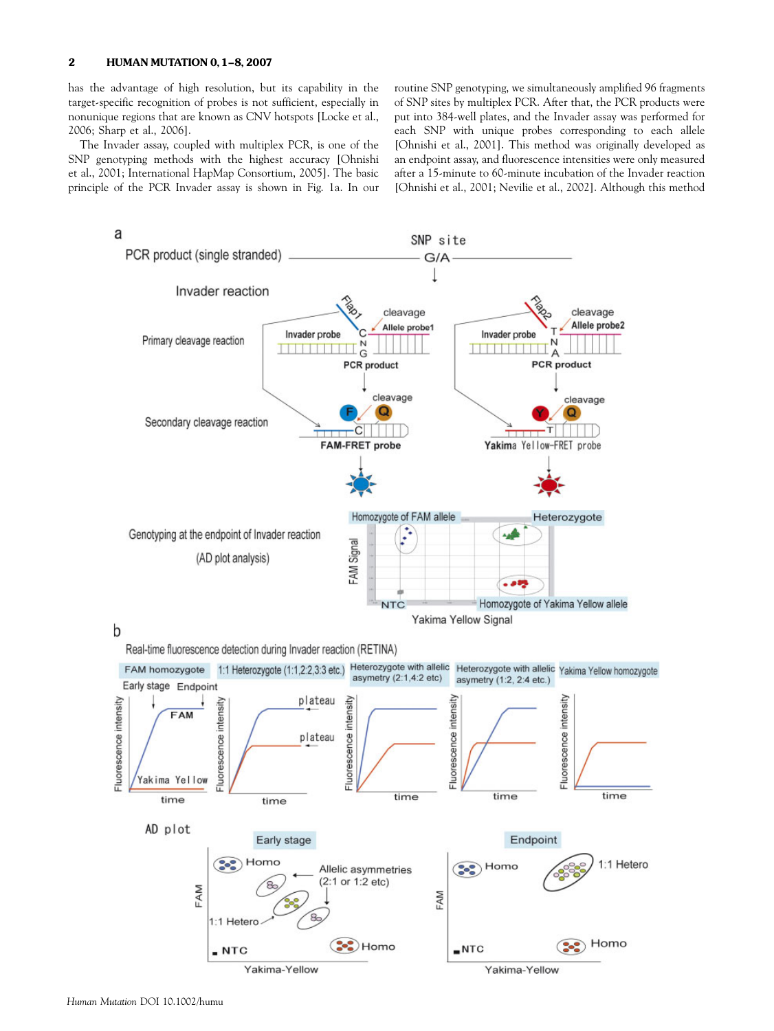has the advantage of high resolution, but its capability in the target-specific recognition of probes is not sufficient, especially in nonunique regions that are known as CNV hotspots [Locke et al., 2006; Sharp et al., 2006].

The Invader assay, coupled with multiplex PCR, is one of the SNP genotyping methods with the highest accuracy [Ohnishi et al., 2001; International HapMap Consortium, 2005]. The basic principle of the PCR Invader assay is shown in Fig. 1a. In our routine SNP genotyping, we simultaneously amplified 96 fragments of SNP sites by multiplex PCR. After that, the PCR products were put into 384-well plates, and the Invader assay was performed for each SNP with unique probes corresponding to each allele [Ohnishi et al., 2001]. This method was originally developed as an endpoint assay, and fluorescence intensities were only measured after a 15-minute to 60-minute incubation of the Invader reaction [Ohnishi et al., 2001; Nevilie et al., 2002]. Although this method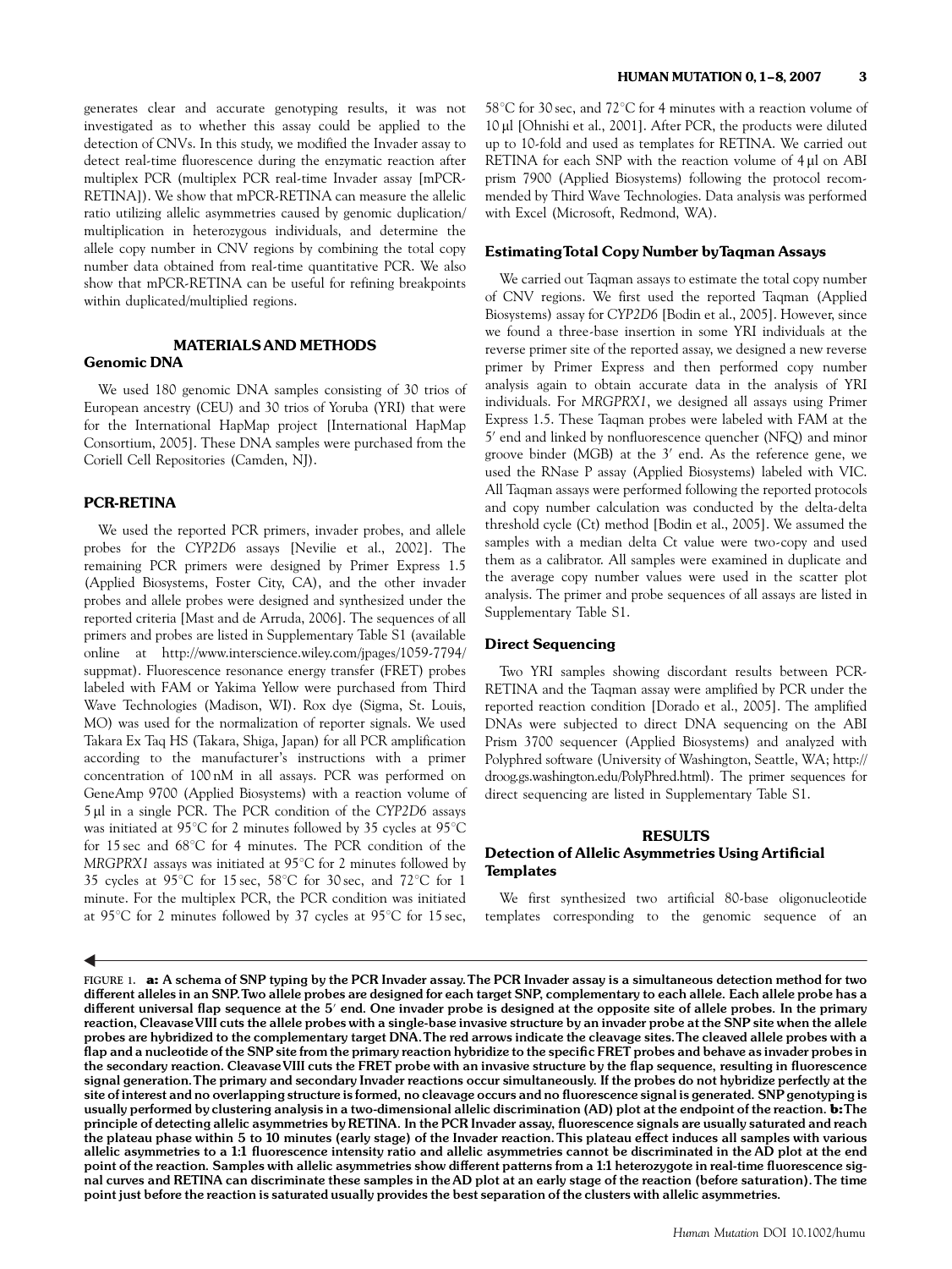generates clear and accurate genotyping results, it was not investigated as to whether this assay could be applied to the detection of CNVs. In this study, we modified the Invader assay to detect real-time fluorescence during the enzymatic reaction after multiplex PCR (multiplex PCR real-time Invader assay [mPCR-RETINA]). We show that mPCR-RETINA can measure the allelic ratio utilizing allelic asymmetries caused by genomic duplication/multiplication in heterozygous individuals, and determine the allele copy number in CNV regions by combining the total copy number data obtained from real-time quantitative PCR. We also show that mPCR-RETINA can be useful for refining breakpoints within duplicated/multiplied regions.

## MATERIALS AND METHODS

### Genomic DNA

We used 180 genomic DNA samples consisting of 30 trios of European ancestry (CEU) and 30 trios of Yoruba (YRI) that were for the International HapMap project [International HapMap Consortium, 2005]. These DNA samples were purchased from the Coriell Cell Repositories (Camden, NJ).

### PCR-RETINA

We used the reported PCR primers, invader probes, and allele probes for the *CYP2D6* assays [Nevilie et al., 2002]. The remaining PCR primers were designed by Primer Express 1.5 (Applied Biosystems, Foster City, CA), and the other invader probes and allele probes were designed and synthesized under the reported criteria [Mast and de Arruda, 2006]. The sequences of all primers and probes are listed in Supplementary Table S1 (available online at http://www.interscience.wiley.com/jpages/1059-7794/suppmat). Fluorescence resonance energy transfer (FRET) probes labeled with FAM or Yakima Yellow were purchased from Third Wave Technologies (Madison, WI). Rox dye (Sigma, St. Louis, MO) was used for the normalization of reporter signals. We used Takara Ex Taq HS (Takara, Shiga, Japan) for all PCR amplification according to the manufacturer's instructions with a primer concentration of 100 nM in all assays. PCR was performed on GeneAmp 9700 (Applied Biosystems) with a reaction volume of 5 μl in a single PCR. The PCR condition of the *CYP2D6* assays was initiated at 95°C for 2 minutes followed by 35 cycles at 95°C for 15 sec and 68°C for 4 minutes. The PCR condition of the *MRGPRX1* assays was initiated at 95°C for 2 minutes followed by 35 cycles at 95°C for 15 sec, 58°C for 30 sec, and 72°C for 1 minute. For the multiplex PCR, the PCR condition was initiated at 95°C for 2 minutes followed by 37 cycles at 95°C for 15 sec, 58°C for 30 sec, and 72°C for 4 minutes with a reaction volume of 10 μl [Ohnishi et al., 2001]. After PCR, the products were diluted up to 10-fold and used as templates for RETINA. We carried out RETINA for each SNP with the reaction volume of 4 μl on ABI prism 7900 (Applied Biosystems) following the protocol recommended by Third Wave Technologies. Data analysis was performed with Excel (Microsoft, Redmond, WA).

### Estimating Total Copy Number by Taqman Assays

We carried out Taqman assays to estimate the total copy number of CNV regions. We first used the reported Taqman (Applied Biosystems) assay for *CYP2D6* [Bodin et al., 2005]. However, since we found a three-base insertion in some YRI individuals at the reverse primer site of the reported assay, we designed a new reverse primer by Primer Express and then performed copy number analysis again to obtain accurate data in the analysis of YRI individuals. For *MRGPRX1*, we designed all assays using Primer Express 1.5. These Taqman probes were labeled with FAM at the 5′ end and linked by nonfluorescence quencher (NFQ) and minor groove binder (MGB) at the 3′ end. As the reference gene, we used the RNase P assay (Applied Biosystems) labeled with VIC. All Taqman assays were performed following the reported protocols and copy number calculation was conducted by the delta-delta threshold cycle (Ct) method [Bodin et al., 2005]. We assumed the samples with a median delta Ct value were two-copy and used them as a calibrator. All samples were examined in duplicate and the average copy number values were used in the scatter plot analysis. The primer and probe sequences of all assays are listed in Supplementary Table S1.

### Direct Sequencing

Two YRI samples showing discordant results between PCR-RETINA and the Taqman assay were amplified by PCR under the reported reaction condition [Dorado et al., 2005]. The amplified DNAs were subjected to direct DNA sequencing on the ABI Prism 3700 sequencer (Applied Biosystems) and analyzed with Polyphred software (University of Washington, Seattle, WA; http://droog.gs.washington.edu/PolyPhred.html). The primer sequences for direct sequencing are listed in Supplementary Table S1.

## RESULTS

### Detection of Allelic Asymmetries Using Artificial Templates

We first synthesized two artificial 80-base oligonucleotide templates corresponding to the genomic sequence of an

**FIGURE 1. a: A schema of SNP typing by the PCR Invader assay. The PCR Invader assay is a simultaneous detection method for two different alleles in an SNP. Two allele probes are designed for each target SNP, complementary to each allele. Each allele probe has a different universal flap sequence at the 5′ end. One invader probe is designed at the opposite site of allele probes. In the primary reaction, Cleavase VIII cuts the allele probes with a single-base invasive structure by an invader probe at the SNP site when the allele probes are hybridized to the complementary target DNA. The red arrows indicate the cleavage sites. The cleaved allele probes with a flap and a nucleotide of the SNP site from the primary reaction hybridize to the specific FRET probes and behave as invader probes in the secondary reaction. Cleavase VIII cuts the FRET probe with an invasive structure by the flap sequence, resulting in fluorescence signal generation. The primary and secondary Invader reactions occur simultaneously. If the probes do not hybridize perfectly at the site of interest and no overlapping structure is formed, no cleavage occurs and no fluorescence signal is generated. SNP genotyping is usually performed by clustering analysis in a two-dimensional allelic discrimination (AD) plot at the endpoint of the reaction. b: The principle of detecting allelic asymmetries by RETINA. In the PCR Invader assay, fluorescence signals are usually saturated and reach the plateau phase within 5 to 10 minutes (early stage) of the Invader reaction. This plateau effect induces all samples with various allelic asymmetries to a 1:1 fluorescence intensity ratio and allelic asymmetries cannot be discriminated in the AD plot at the end point of the reaction. Samples with allelic asymmetries show different patterns from a 1:1 heterozygote in real-time fluorescence signal curves and RETINA can discriminate these samples in the AD plot at an early stage of the reaction (before saturation). The time point just before the reaction is saturated usually provides the best separation of the clusters with allelic asymmetries.**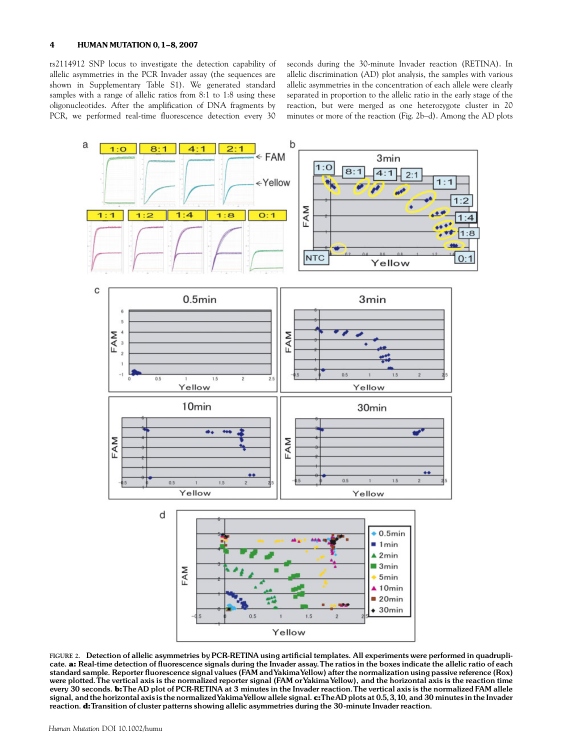rs2114912 SNP locus to investigate the detection capability of allelic asymmetries in the PCR Invader assay (the sequences are shown in Supplementary Table S1). We generated standard samples with a range of allelic ratios from 8:1 to 1:8 using these oligonucleotides. After the amplification of DNA fragments by PCR, we performed real-time fluorescence detection every 30 seconds during the 30-minute Invader reaction (RETINA). In allelic discrimination (AD) plot analysis, the samples with various allelic asymmetries in the concentration of each allele were clearly separated in proportion to the allelic ratio in the early stage of the reaction, but were merged as one heterozygote cluster in 20 minutes or more of the reaction (Fig. 2b–d). Among the AD plots

**FIGURE 2. Detection of allelic asymmetries by PCR-RETINA using artificial templates. All experiments were performed in quadruplicate. a: Real-time detection of fluorescence signals during the Invader assay. The ratios in the boxes indicate the allelic ratio of each standard sample. Reporter fluorescence signal values (FAM and Yakima Yellow) after the normalization using passive reference (Rox) were plotted. The vertical axis is the normalized reporter signal (FAM or Yakima Yellow), and the horizontal axis is the reaction time every 30 seconds. b: The AD plot of PCR-RETINA at 3 minutes in the Invader reaction. The vertical axis is the normalized FAM allele signal, and the horizontal axis is the normalized Yakima Yellow allele signal. c: The AD plots at 0.5, 3, 10, and 30 minutes in the Invader reaction. d: Transition of cluster patterns showing allelic asymmetries during the 30-minute Invader reaction.**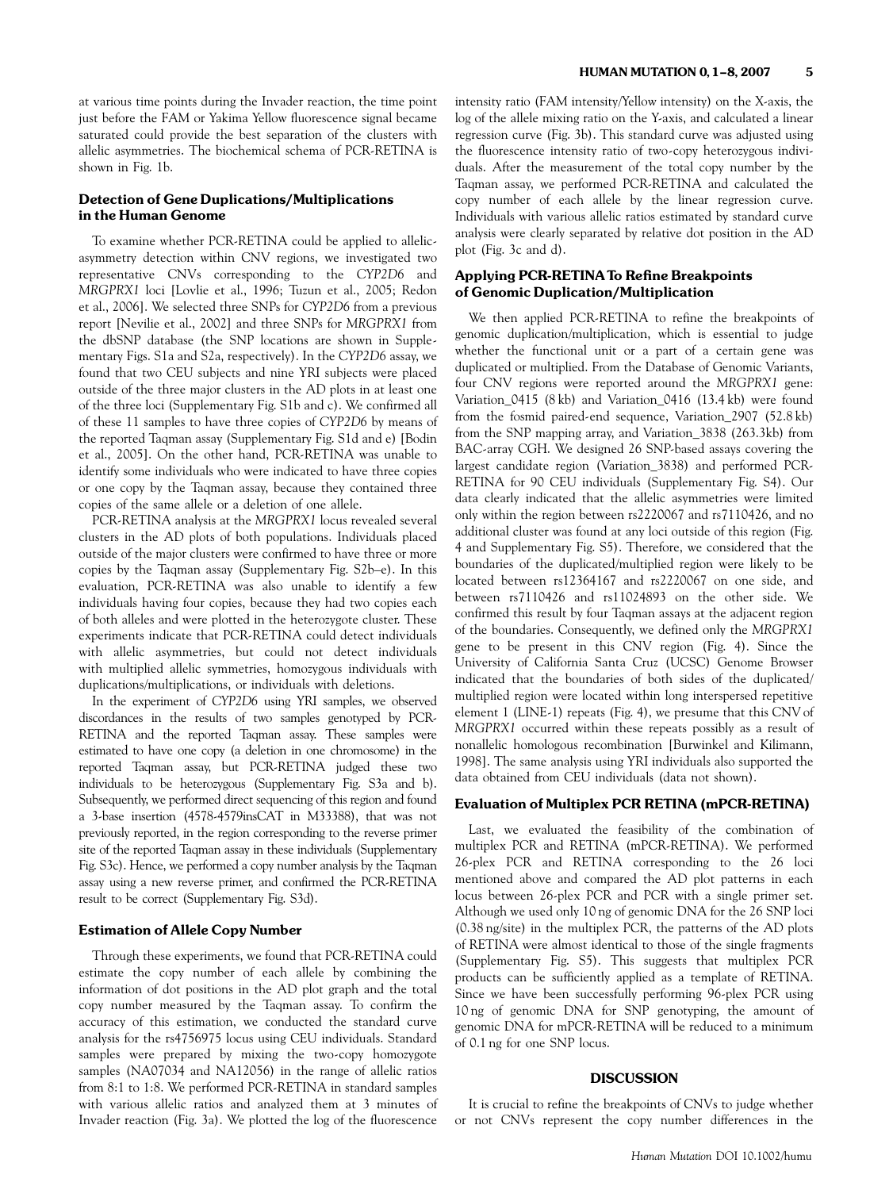at various time points during the Invader reaction, the time point just before the FAM or Yakima Yellow fluorescence signal became saturated could provide the best separation of the clusters with allelic asymmetries. The biochemical schema of PCR-RETINA is shown in Fig. 1b.

### Detection of Gene Duplications/Multiplications in the Human Genome

To examine whether PCR-RETINA could be applied to allelic-asymmetry detection within CNV regions, we investigated two representative CNVs corresponding to the *CYP2D6* and *MRGPRX1* loci [Lovlie et al., 1996; Tuzun et al., 2005; Redon et al., 2006]. We selected three SNPs for *CYP2D6* from a previous report [Nevilie et al., 2002] and three SNPs for *MRGPRX1* from the dbSNP database (the SNP locations are shown in Supplementary Figs. S1a and S2a, respectively). In the *CYP2D6* assay, we found that two CEU subjects and nine YRI subjects were placed outside of the three major clusters in the AD plots in at least one of the three loci (Supplementary Fig. S1b and c). We confirmed all of these 11 samples to have three copies of *CYP2D6* by means of the reported Taqman assay (Supplementary Fig. S1d and e) [Bodin et al., 2005]. On the other hand, PCR-RETINA was unable to identify some individuals who were indicated to have three copies or one copy by the Taqman assay, because they contained three copies of the same allele or a deletion of one allele.

PCR-RETINA analysis at the *MRGPRX1* locus revealed several clusters in the AD plots of both populations. Individuals placed outside of the major clusters were confirmed to have three or more copies by the Taqman assay (Supplementary Fig. S2b–e). In this evaluation, PCR-RETINA was also unable to identify a few individuals having four copies, because they had two copies each of both alleles and were plotted in the heterozygote cluster. These experiments indicate that PCR-RETINA could detect individuals with allelic asymmetries, but could not detect individuals with multiplied allelic symmetries, homozygous individuals with duplications/multiplications, or individuals with deletions.

In the experiment of *CYP2D6* using YRI samples, we observed discordances in the results of two samples genotyped by PCR-RETINA and the reported Taqman assay. These samples were estimated to have one copy (a deletion in one chromosome) in the reported Taqman assay, but PCR-RETINA judged these two individuals to be heterozygous (Supplementary Fig. S3a and b). Subsequently, we performed direct sequencing of this region and found a 3-base insertion (4578-4579insCAT in M33388), that was not previously reported, in the region corresponding to the reverse primer site of the reported Taqman assay in these individuals (Supplementary Fig. S3c). Hence, we performed a copy number analysis by the Taqman assay using a new reverse primer, and confirmed the PCR-RETINA result to be correct (Supplementary Fig. S3d).

### Estimation of Allele Copy Number

Through these experiments, we found that PCR-RETINA could estimate the copy number of each allele by combining the information of dot positions in the AD plot graph and the total copy number measured by the Taqman assay. To confirm the accuracy of this estimation, we conducted the standard curve analysis for the rs4756975 locus using CEU individuals. Standard samples were prepared by mixing the two-copy homozygote samples (NA07034 and NA12056) in the range of allelic ratios from 8:1 to 1:8. We performed PCR-RETINA in standard samples with various allelic ratios and analyzed them at 3 minutes of Invader reaction (Fig. 3a). We plotted the log of the fluorescence intensity ratio (FAM intensity/Yellow intensity) on the X-axis, the log of the allele mixing ratio on the Y-axis, and calculated a linear regression curve (Fig. 3b). This standard curve was adjusted using the fluorescence intensity ratio of two-copy heterozygous individuals. After the measurement of the total copy number by the Taqman assay, we performed PCR-RETINA and calculated the copy number of each allele by the linear regression curve. Individuals with various allelic ratios estimated by standard curve analysis were clearly separated by relative dot position in the AD plot (Fig. 3c and d).

### Applying PCR-RETINA To Refine Breakpoints of Genomic Duplication/Multiplication

We then applied PCR-RETINA to refine the breakpoints of genomic duplication/multiplication, which is essential to judge whether the functional unit or a part of a certain gene was duplicated or multiplied. From the Database of Genomic Variants, four CNV regions were reported around the *MRGPRX1* gene: Variation_0415 (8 kb) and Variation_0416 (13.4 kb) were found from the fosmid paired-end sequence, Variation_2907 (52.8 kb) from the SNP mapping array, and Variation_3838 (263.3kb) from BAC-array CGH. We designed 26 SNP-based assays covering the largest candidate region (Variation_3838) and performed PCR-RETINA for 90 CEU individuals (Supplementary Fig. S4). Our data clearly indicated that the allelic asymmetries were limited only within the region between rs2220067 and rs7110426, and no additional cluster was found at any loci outside of this region (Fig. 4 and Supplementary Fig. S5). Therefore, we considered that the boundaries of the duplicated/multiplied region were likely to be located between rs12364167 and rs2220067 on one side, and between rs7110426 and rs11024893 on the other side. We confirmed this result by four Taqman assays at the adjacent region of the boundaries. Consequently, we defined only the *MRGPRX1* gene to be present in this CNV region (Fig. 4). Since the University of California Santa Cruz (UCSC) Genome Browser indicated that the boundaries of both sides of the duplicated/multiplied region were located within long interspersed repetitive element 1 (LINE-1) repeats (Fig. 4), we presume that this CNV of *MRGPRX1* occurred within these repeats possibly as a result of nonallelic homologous recombination [Burwinkel and Kilimann, 1998]. The same analysis using YRI individuals also supported the data obtained from CEU individuals (data not shown).

### Evaluation of Multiplex PCR RETINA (mPCR-RETINA)

Last, we evaluated the feasibility of the combination of multiplex PCR and RETINA (mPCR-RETINA). We performed 26-plex PCR and RETINA corresponding to the 26 loci mentioned above and compared the AD plot patterns in each locus between 26-plex PCR and PCR with a single primer set. Although we used only 10 ng of genomic DNA for the 26 SNP loci (0.38 ng/site) in the multiplex PCR, the patterns of the AD plots of RETINA were almost identical to those of the single fragments (Supplementary Fig. S5). This suggests that multiplex PCR products can be sufficiently applied as a template of RETINA. Since we have been successfully performing 96-plex PCR using 10 ng of genomic DNA for SNP genotyping, the amount of genomic DNA for mPCR-RETINA will be reduced to a minimum of 0.1 ng for one SNP locus.

## DISCUSSION

It is crucial to refine the breakpoints of CNVs to judge whether or not CNVs represent the copy number differences in the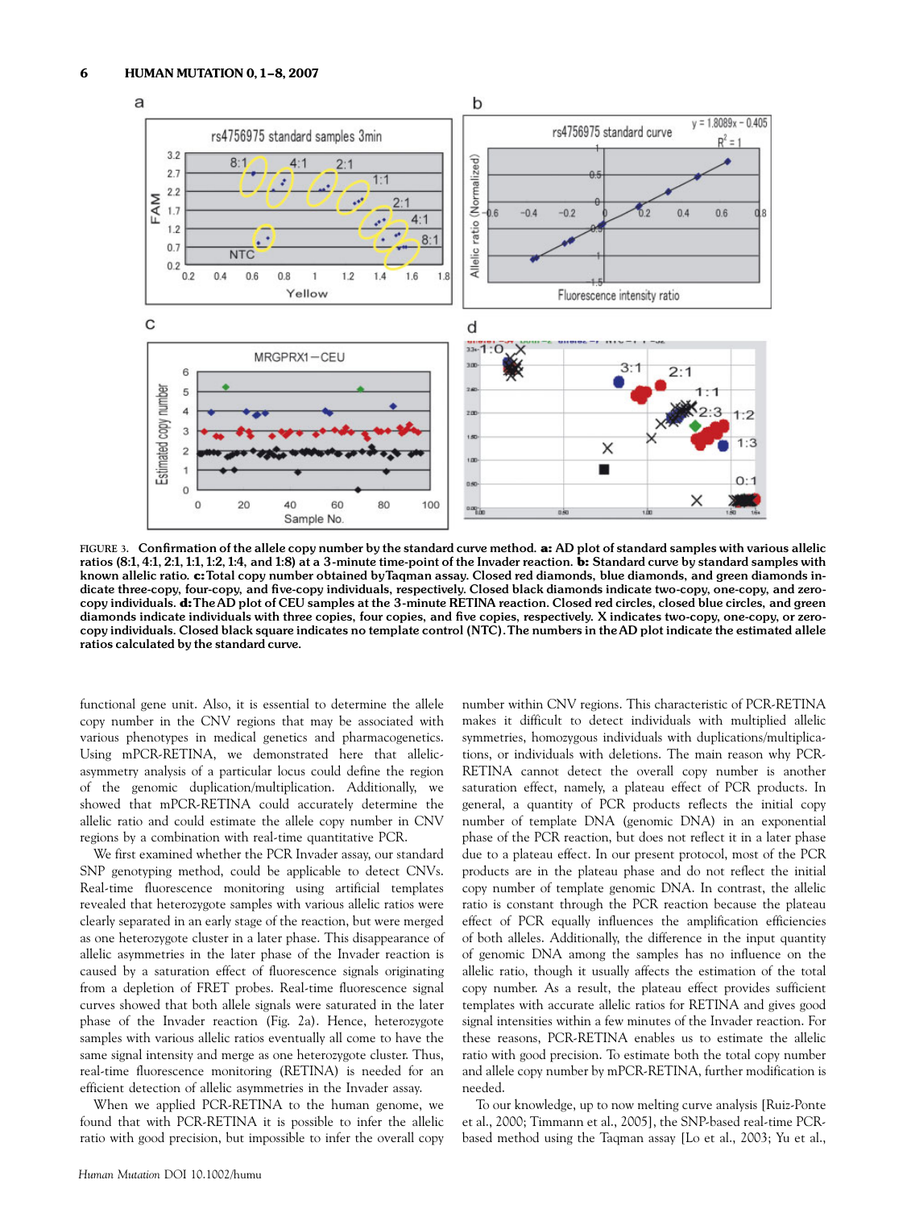FIGURE 3. **Confirmation of the allele copy number by the standard curve method. a: AD plot of standard samples with various allelic ratios (8:1, 4:1, 2:1, 1:1, 1:2, 1:4, and 1:8) at a 3-minute time-point of the Invader reaction. b: Standard curve by standard samples with known allelic ratio. c: Total copy number obtained by Taqman assay. Closed red diamonds, blue diamonds, and green diamonds indicate three-copy, four-copy, and five-copy individuals, respectively. Closed black diamonds indicate two-copy, one-copy, and zero-copy individuals. d: The AD plot of CEU samples at the 3-minute RETINA reaction. Closed red circles, closed blue circles, and green diamonds indicate individuals with three copies, four copies, and five copies, respectively. X indicates two-copy, one-copy, or zero-copy individuals. Closed black square indicates no template control (NTC). The numbers in the AD plot indicate the estimated allele ratios calculated by the standard curve.**

functional gene unit. Also, it is essential to determine the allele copy number in the CNV regions that may be associated with various phenotypes in medical genetics and pharmacogenetics. Using mPCR-RETINA, we demonstrated here that allelic-asymmetry analysis of a particular locus could define the region of the genomic duplication/multiplication. Additionally, we showed that mPCR-RETINA could accurately determine the allelic ratio and could estimate the allele copy number in CNV regions by a combination with real-time quantitative PCR.

We first examined whether the PCR Invader assay, our standard SNP genotyping method, could be applicable to detect CNVs. Real-time fluorescence monitoring using artificial templates revealed that heterozygote samples with various allelic ratios were clearly separated in an early stage of the reaction, but were merged as one heterozygote cluster in a later phase. This disappearance of allelic asymmetries in the later phase of the Invader reaction is caused by a saturation effect of fluorescence signals originating from a depletion of FRET probes. Real-time fluorescence signal curves showed that both allele signals were saturated in the later phase of the Invader reaction (Fig. 2a). Hence, heterozygote samples with various allelic ratios eventually all come to have the same signal intensity and merge as one heterozygote cluster. Thus, real-time fluorescence monitoring (RETINA) is needed for an efficient detection of allelic asymmetries in the Invader assay.

When we applied PCR-RETINA to the human genome, we found that with PCR-RETINA it is possible to infer the allelic ratio with good precision, but impossible to infer the overall copy number within CNV regions. This characteristic of PCR-RETINA makes it difficult to detect individuals with multiplied allelic symmetries, homozygous individuals with duplications/multiplications, or individuals with deletions. The main reason why PCR-RETINA cannot detect the overall copy number is another saturation effect, namely, a plateau effect of PCR products. In general, a quantity of PCR products reflects the initial copy number of template DNA (genomic DNA) in an exponential phase of the PCR reaction, but does not reflect it in a later phase due to a plateau effect. In our present protocol, most of the PCR products are in the plateau phase and do not reflect the initial copy number of template genomic DNA. In contrast, the allelic ratio is constant through the PCR reaction because the plateau effect of PCR equally influences the amplification efficiencies of both alleles. Additionally, the difference in the input quantity of genomic DNA among the samples has no influence on the allelic ratio, though it usually affects the estimation of the total copy number. As a result, the plateau effect provides sufficient templates with accurate allelic ratios for RETINA and gives good signal intensities within a few minutes of the Invader reaction. For these reasons, PCR-RETINA enables us to estimate the allelic ratio with good precision. To estimate both the total copy number and allele copy number by mPCR-RETINA, further modification is needed.

To our knowledge, up to now melting curve analysis [Ruiz-Ponte et al., 2000; Timmann et al., 2005], the SNP-based real-time PCR-based method using the Taqman assay [Lo et al., 2003; Yu et al.,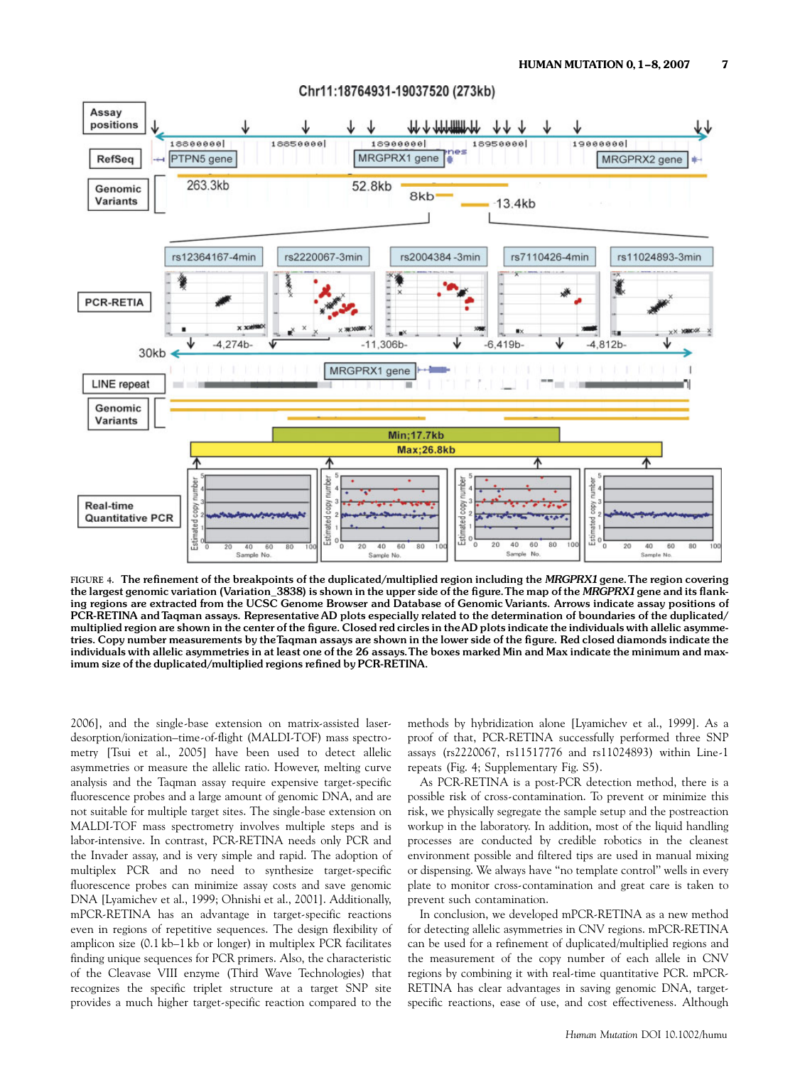FIGURE 4. **The refinement of the breakpoints of the duplicated/multiplied region including the *MRGPRX1* gene. The region covering the largest genomic variation (Variation_3838) is shown in the upper side of the figure. The map of the *MRGPRX1* gene and its flanking regions are extracted from the UCSC Genome Browser and Database of Genomic Variants. Arrows indicate assay positions of PCR-RETINA and Taqman assays. Representative AD plots especially related to the determination of boundaries of the duplicated/multiplied region are shown in the center of the figure. Closed red circles in the AD plots indicate the individuals with allelic asymmetries. Copy number measurements by the Taqman assays are shown in the lower side of the figure. Red closed diamonds indicate the individuals with allelic asymmetries in at least one of the 26 assays. The boxes marked Min and Max indicate the minimum and maximum size of the duplicated/multiplied regions refined by PCR-RETINA.**

2006], and the single-base extension on matrix-assisted laser-desorption/ionization–time-of-flight (MALDI-TOF) mass spectrometry [Tsui et al., 2005] have been used to detect allelic asymmetries or measure the allelic ratio. However, melting curve analysis and the Taqman assay require expensive target-specific fluorescence probes and a large amount of genomic DNA, and are not suitable for multiple target sites. The single-base extension on MALDI-TOF mass spectrometry involves multiple steps and is labor-intensive. In contrast, PCR-RETINA needs only PCR and the Invader assay, and is very simple and rapid. The adoption of multiplex PCR and no need to synthesize target-specific fluorescence probes can minimize assay costs and save genomic DNA [Lyamichev et al., 1999; Ohnishi et al., 2001]. Additionally, mPCR-RETINA has an advantage in target-specific reactions even in regions of repetitive sequences. The design flexibility of amplicon size (0.1 kb–1 kb or longer) in multiplex PCR facilitates finding unique sequences for PCR primers. Also, the characteristic of the Cleavase VIII enzyme (Third Wave Technologies) that recognizes the specific triplet structure at a target SNP site provides a much higher target-specific reaction compared to the methods by hybridization alone [Lyamichev et al., 1999]. As a proof of that, PCR-RETINA successfully performed three SNP assays (rs2220067, rs11517776 and rs11024893) within Line-1 repeats (Fig. 4; Supplementary Fig. S5).

As PCR-RETINA is a post-PCR detection method, there is a possible risk of cross-contamination. To prevent or minimize this risk, we physically segregate the sample setup and the postreaction workup in the laboratory. In addition, most of the liquid handling processes are conducted by credible robotics in the cleanest environment possible and filtered tips are used in manual mixing or dispensing. We always have "no template control" wells in every plate to monitor cross-contamination and great care is taken to prevent such contamination.

In conclusion, we developed mPCR-RETINA as a new method for detecting allelic asymmetries in CNV regions. mPCR-RETINA can be used for a refinement of duplicated/multiplied regions and the measurement of the copy number of each allele in CNV regions by combining it with real-time quantitative PCR. mPCR-RETINA has clear advantages in saving genomic DNA, target-specific reactions, ease of use, and cost effectiveness. Although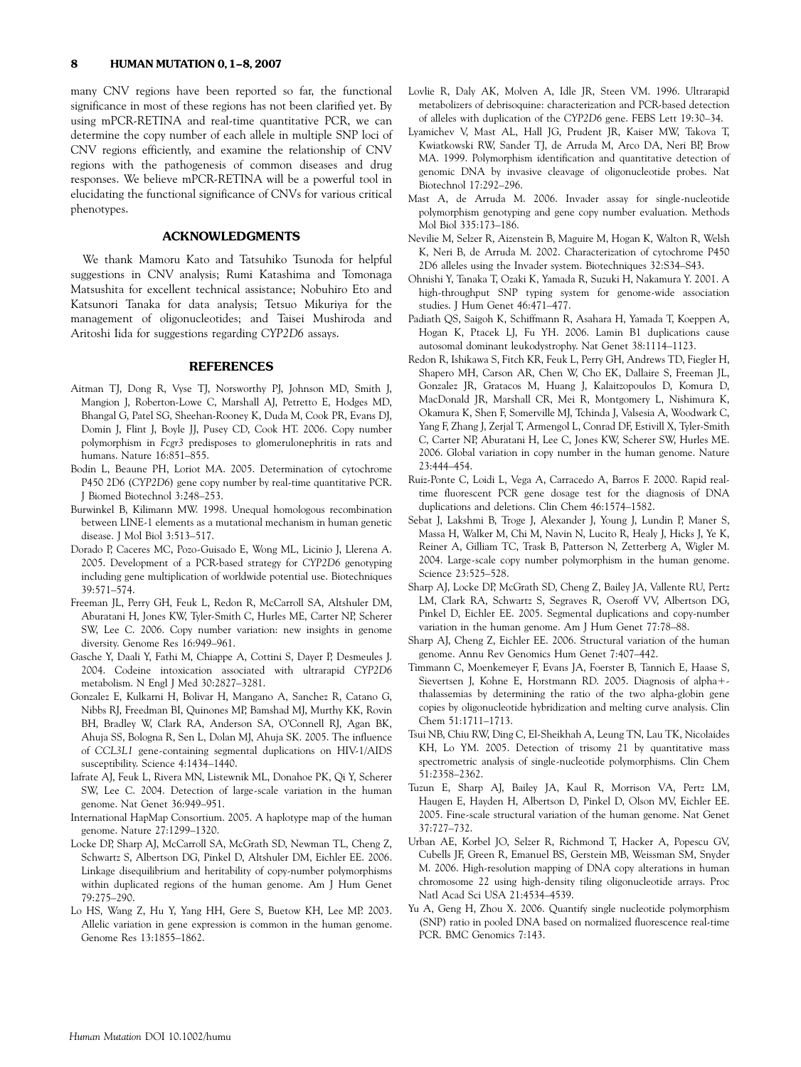many CNV regions have been reported so far, the functional significance in most of these regions has not been clarified yet. By using mPCR-RETINA and real-time quantitative PCR, we can determine the copy number of each allele in multiple SNP loci of CNV regions efficiently, and examine the relationship of CNV regions with the pathogenesis of common diseases and drug responses. We believe mPCR-RETINA will be a powerful tool in elucidating the functional significance of CNVs for various critical phenotypes.

## ACKNOWLEDGMENTS

We thank Mamoru Kato and Tatsuhiko Tsunoda for helpful suggestions in CNV analysis; Rumi Katashima and Tomonaga Matsushita for excellent technical assistance; Nobuhiro Eto and Katsunori Tanaka for data analysis; Tetsuo Mikuriya for the management of oligonucleotides; and Taisei Mushiroda and Aritoshi Iida for suggestions regarding *CYP2D6* assays.

## REFERENCES

Aitman TJ, Dong R, Vyse TJ, Norsworthy PJ, Johnson MD, Smith J, Mangion J, Roberton-Lowe C, Marshall AJ, Petretto E, Hodges MD, Bhangal G, Patel SG, Sheehan-Rooney K, Duda M, Cook PR, Evans DJ, Domin J, Flint J, Boyle JJ, Pusey CD, Cook HT. 2006. Copy number polymorphism in *Fcgr3* predisposes to glomerulonephritis in rats and humans. Nature 16:851–855.

Bodin L, Beaune PH, Loriot MA. 2005. Determination of cytochrome P450 2D6 (*CYP2D6*) gene copy number by real-time quantitative PCR. J Biomed Biotechnol 3:248–253.

Burwinkel B, Kilimann MW. 1998. Unequal homologous recombination between LINE-1 elements as a mutational mechanism in human genetic disease. J Mol Biol 3:513–517.

Dorado P, Caceres MC, Pozo-Guisado E, Wong ML, Licinio J, Llerena A. 2005. Development of a PCR-based strategy for *CYP2D6* genotyping including gene multiplication of worldwide potential use. Biotechniques 39:571–574.

Freeman JL, Perry GH, Feuk L, Redon R, McCarroll SA, Altshuler DM, Aburatani H, Jones KW, Tyler-Smith C, Hurles ME, Carter NP, Scherer SW, Lee C. 2006. Copy number variation: new insights in genome diversity. Genome Res 16:949–961.

Gasche Y, Daali Y, Fathi M, Chiappe A, Cottini S, Dayer P, Desmeules J. 2004. Codeine intoxication associated with ultrarapid *CYP2D6* metabolism. N Engl J Med 30:2827–3281.

Gonzalez E, Kulkarni H, Bolivar H, Mangano A, Sanchez R, Catano G, Nibbs RJ, Freedman BI, Quinones MP, Bamshad MJ, Murthy KK, Rovin BH, Bradley W, Clark RA, Anderson SA, O'Connell RJ, Agan BK, Ahuja SS, Bologna R, Sen L, Dolan MJ, Ahuja SK. 2005. The influence of *CCL3L1* gene-containing segmental duplications on HIV-1/AIDS susceptibility. Science 4:1434–1440.

Iafrate AJ, Feuk L, Rivera MN, Listewnik ML, Donahoe PK, Qi Y, Scherer SW, Lee C. 2004. Detection of large-scale variation in the human genome. Nat Genet 36:949–951.

International HapMap Consortium. 2005. A haplotype map of the human genome. Nature 27:1299–1320.

Locke DP, Sharp AJ, McCarroll SA, McGrath SD, Newman TL, Cheng Z, Schwartz S, Albertson DG, Pinkel D, Altshuler DM, Eichler EE. 2006. Linkage disequilibrium and heritability of copy-number polymorphisms within duplicated regions of the human genome. Am J Hum Genet 79:275–290.

Lo HS, Wang Z, Hu Y, Yang HH, Gere S, Buetow KH, Lee MP. 2003. Allelic variation in gene expression is common in the human genome. Genome Res 13:1855–1862.

Lovlie R, Daly AK, Molven A, Idle JR, Steen VM. 1996. Ultrarapid metabolizers of debrisoquine: characterization and PCR-based detection of alleles with duplication of the *CYP2D6* gene. FEBS Lett 19:30–34.

Lyamichev V, Mast AL, Hall JG, Prudent JR, Kaiser MW, Takova T, Kwiatkowski RW, Sander TJ, de Arruda M, Arco DA, Neri BP, Brow MA. 1999. Polymorphism identification and quantitative detection of genomic DNA by invasive cleavage of oligonucleotide probes. Nat Biotechnol 17:292–296.

Mast A, de Arruda M. 2006. Invader assay for single-nucleotide polymorphism genotyping and gene copy number evaluation. Methods Mol Biol 335:173–186.

Nevilie M, Selzer R, Aizenstein B, Maguire M, Hogan K, Walton R, Welsh K, Neri B, de Arruda M. 2002. Characterization of cytochrome P450 2D6 alleles using the Invader system. Biotechniques 32:S34–S43.

Ohnishi Y, Tanaka T, Ozaki K, Yamada R, Suzuki H, Nakamura Y. 2001. A high-throughput SNP typing system for genome-wide association studies. J Hum Genet 46:471–477.

Padiath QS, Saigoh K, Schiffmann R, Asahara H, Yamada T, Koeppen A, Hogan K, Ptacek LJ, Fu YH. 2006. Lamin B1 duplications cause autosomal dominant leukodystrophy. Nat Genet 38:1114–1123.

Redon R, Ishikawa S, Fitch KR, Feuk L, Perry GH, Andrews TD, Fiegler H, Shapero MH, Carson AR, Chen W, Cho EK, Dallaire S, Freeman JL, Gonzalez JR, Gratacos M, Huang J, Kalaitzopoulos D, Komura D, MacDonald JR, Marshall CR, Mei R, Montgomery L, Nishimura K, Okamura K, Shen F, Somerville MJ, Tchinda J, Valsesia A, Woodwark C, Yang F, Zhang J, Zerjal T, Armengol L, Conrad DF, Estivill X, Tyler-Smith C, Carter NP, Aburatani H, Lee C, Jones KW, Scherer SW, Hurles ME. 2006. Global variation in copy number in the human genome. Nature 23:444–454.

Ruiz-Ponte C, Loidi L, Vega A, Carracedo A, Barros F. 2000. Rapid real-time fluorescent PCR gene dosage test for the diagnosis of DNA duplications and deletions. Clin Chem 46:1574–1582.

Sebat J, Lakshmi B, Troge J, Alexander J, Young J, Lundin P, Maner S, Massa H, Walker M, Chi M, Navin N, Lucito R, Healy J, Hicks J, Ye K, Reiner A, Gilliam TC, Trask B, Patterson N, Zetterberg A, Wigler M. 2004. Large-scale copy number polymorphism in the human genome. Science 23:525–528.

Sharp AJ, Locke DP, McGrath SD, Cheng Z, Bailey JA, Vallente RU, Pertz LM, Clark RA, Schwartz S, Segraves R, Oseroff VV, Albertson DG, Pinkel D, Eichler EE. 2005. Segmental duplications and copy-number variation in the human genome. Am J Hum Genet 77:78–88.

Sharp AJ, Cheng Z, Eichler EE. 2006. Structural variation of the human genome. Annu Rev Genomics Hum Genet 7:407–442.

Timmann C, Moenkemeyer F, Evans JA, Foerster B, Tannich E, Haase S, Sievertsen J, Kohne E, Horstmann RD. 2005. Diagnosis of alpha+-thalassemias by determining the ratio of the two alpha-globin gene copies by oligonucleotide hybridization and melting curve analysis. Clin Chem 51:1711–1713.

Tsui NB, Chiu RW, Ding C, El-Sheikhah A, Leung TN, Lau TK, Nicolaides KH, Lo YM. 2005. Detection of trisomy 21 by quantitative mass spectrometric analysis of single-nucleotide polymorphisms. Clin Chem 51:2358–2362.

Tuzun E, Sharp AJ, Bailey JA, Kaul R, Morrison VA, Pertz LM, Haugen E, Hayden H, Albertson D, Pinkel D, Olson MV, Eichler EE. 2005. Fine-scale structural variation of the human genome. Nat Genet 37:727–732.

Urban AE, Korbel JO, Selzer R, Richmond T, Hacker A, Popescu GV, Cubells JF, Green R, Emanuel BS, Gerstein MB, Weissman SM, Snyder M. 2006. High-resolution mapping of DNA copy alterations in human chromosome 22 using high-density tiling oligonucleotide arrays. Proc Natl Acad Sci USA 21:4534–4539.

Yu A, Geng H, Zhou X. 2006. Quantify single nucleotide polymorphism (SNP) ratio in pooled DNA based on normalized fluorescence real-time PCR. BMC Genomics 7:143.